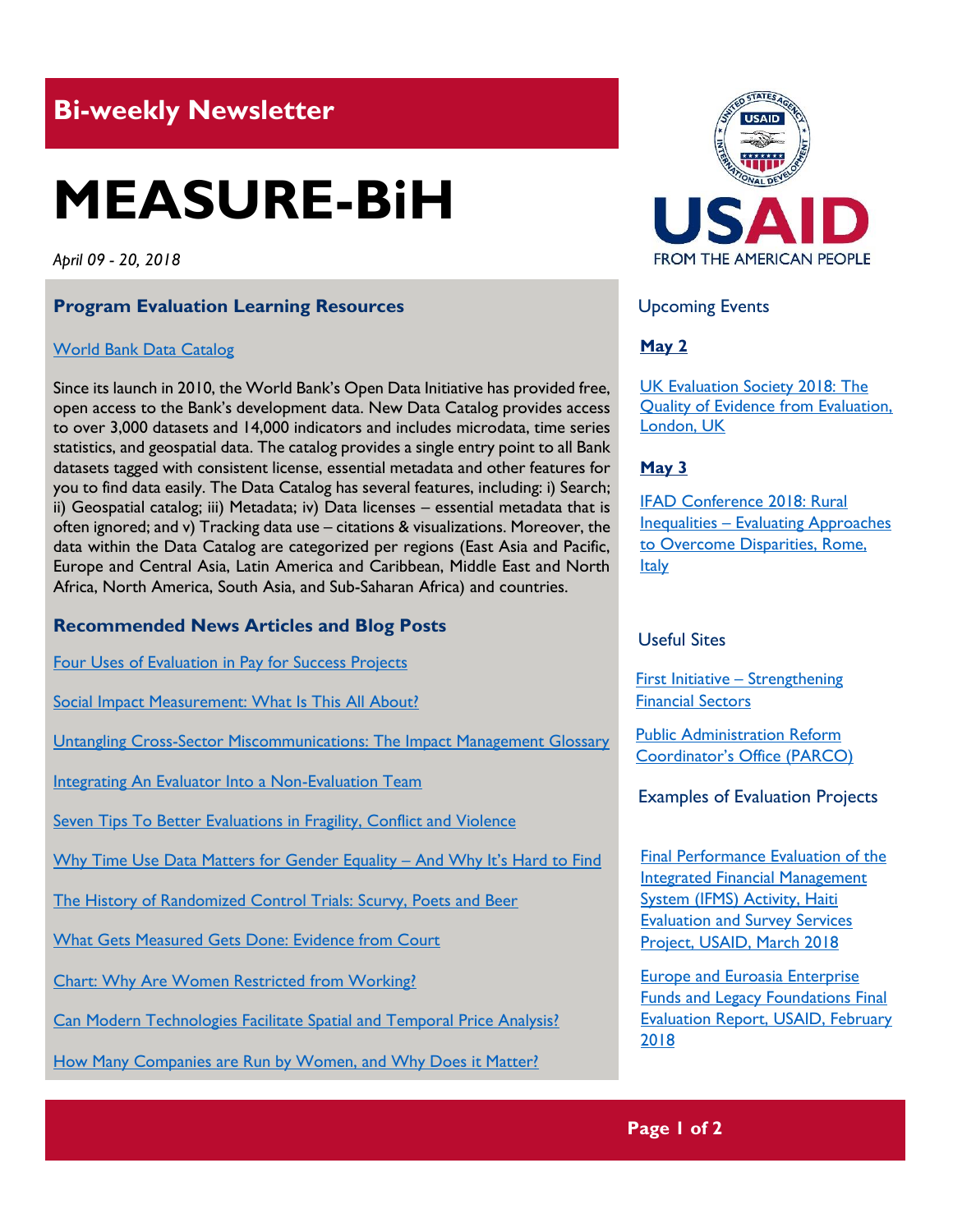## Bi-weekly Newsletter

# MEASURE-BiH

*April 09 - 20, 2018*

### Program Evaluation Learning Resources

World Bank Data Catalog

Since its launch in 2010, the World Bank's Open Data Initiative has provided free, open access to the Bank's development data. New Data Catalog provides access to over 3,000 datasets and 14,000 indicators and includes microdata, time series statistics, and geospatial data. The catalog provides a single entry point to all Bank datasets tagged with consistent license, essential metadata and other features for you to find data easily. The Data Catalog has several features, including: i) Search; ii) Geospatial catalog; iii) Metadata; iv) Data licenses – essential metadata that is often ignored; and v) Tracking data use – citations & visualizations. Moreover, the data within the Data Catalog are categorized per regions (East Asia and Pacific, Europe and Central Asia, Latin America and Caribbean, Middle East and North Africa, North America, South Asia, and Sub-Saharan Africa) and countries.

### Recommended News Articles and Blog Posts

Four Uses of Evaluation in Pay for Success Projects

Social Impact Measurement: What Is This All About?

Untangling Cross-Sector Miscommunications: The Impact Management Glossary

Integrating An Evaluator Into a Non-Evaluation Team

Seven Tips To Better Evaluations in Fragility, Conflict and Violence

Why Time Use Data Matters for Gender Equality – And Why It's Hard to Find

The History of Randomized Control Trials: Scurvy, Poets and Beer

What Gets Measured Gets Done: Evidence from Court

Chart: Why Are Women Restricted from Working?

Can Modern Technologies Facilitate Spatial and Temporal Price Analysis?

How Many Companies are Run by Women, and Why Does it Matter?

USAID
FROM THE AMERICAN PEOPLE

### Upcoming Events

**May 2**

UK Evaluation Society 2018: The Quality of Evidence from Evaluation, London, UK

**May 3**

IFAD Conference 2018: Rural Inequalities – Evaluating Approaches to Overcome Disparities, Rome, Italy

### Useful Sites

First Initiative – Strengthening Financial Sectors

Public Administration Reform Coordinator's Office (PARCO)

### Examples of Evaluation Projects

Final Performance Evaluation of the Integrated Financial Management System (IFMS) Activity, Haiti Evaluation and Survey Services Project, USAID, March 2018

Europe and Euroasia Enterprise Funds and Legacy Foundations Final Evaluation Report, USAID, February 2018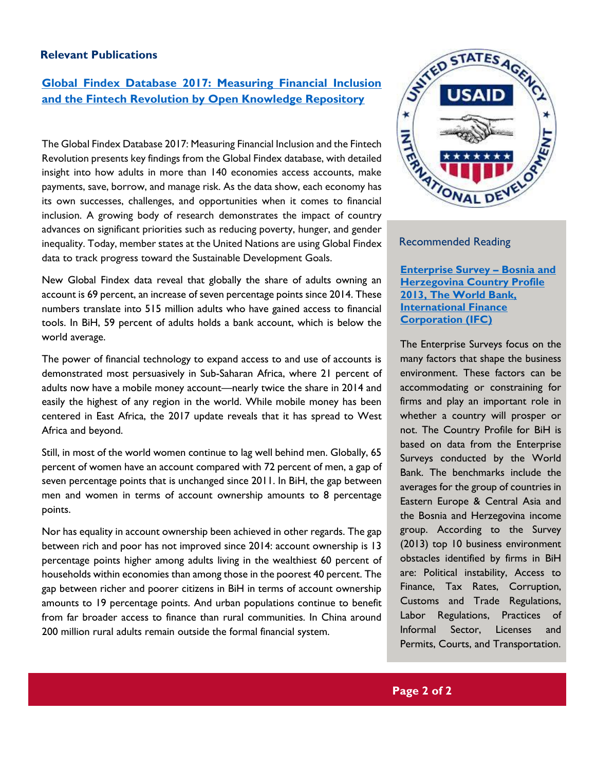## Relevant Publications

### [Global Findex Database 2017: Measuring Financial Inclusion and the Fintech Revolution by Open Knowledge Repository]

The Global Findex Database 2017: Measuring Financial Inclusion and the Fintech Revolution presents key findings from the Global Findex database, with detailed insight into how adults in more than 140 economies access accounts, make payments, save, borrow, and manage risk. As the data show, each economy has its own successes, challenges, and opportunities when it comes to financial inclusion. A growing body of research demonstrates the impact of country advances on significant priorities such as reducing poverty, hunger, and gender inequality. Today, member states at the United Nations are using Global Findex data to track progress toward the Sustainable Development Goals.

New Global Findex data reveal that globally the share of adults owning an account is 69 percent, an increase of seven percentage points since 2014. These numbers translate into 515 million adults who have gained access to financial tools. In BiH, 59 percent of adults holds a bank account, which is below the world average.

The power of financial technology to expand access to and use of accounts is demonstrated most persuasively in Sub-Saharan Africa, where 21 percent of adults now have a mobile money account—nearly twice the share in 2014 and easily the highest of any region in the world. While mobile money has been centered in East Africa, the 2017 update reveals that it has spread to West Africa and beyond.

Still, in most of the world women continue to lag well behind men. Globally, 65 percent of women have an account compared with 72 percent of men, a gap of seven percentage points that is unchanged since 2011. In BiH, the gap between men and women in terms of account ownership amounts to 8 percentage points.

Nor has equality in account ownership been achieved in other regards. The gap between rich and poor has not improved since 2014: account ownership is 13 percentage points higher among adults living in the wealthiest 60 percent of households within economies than among those in the poorest 40 percent. The gap between richer and poorer citizens in BiH in terms of account ownership amounts to 19 percentage points. And urban populations continue to benefit from far broader access to finance than rural communities. In China around 200 million rural adults remain outside the formal financial system.

### Recommended Reading

**Enterprise Survey – Bosnia and Herzegovina Country Profile 2013, The World Bank, International Finance Corporation (IFC)**

The Enterprise Surveys focus on the many factors that shape the business environment. These factors can be accommodating or constraining for firms and play an important role in whether a country will prosper or not. The Country Profile for BiH is based on data from the Enterprise Surveys conducted by the World Bank. The benchmarks include the averages for the group of countries in Eastern Europe & Central Asia and the Bosnia and Herzegovina income group. According to the Survey (2013) top 10 business environment obstacles identified by firms in BiH are: Political instability, Access to Finance, Tax Rates, Corruption, Customs and Trade Regulations, Labor Regulations, Practices of Informal Sector, Licenses and Permits, Courts, and Transportation.